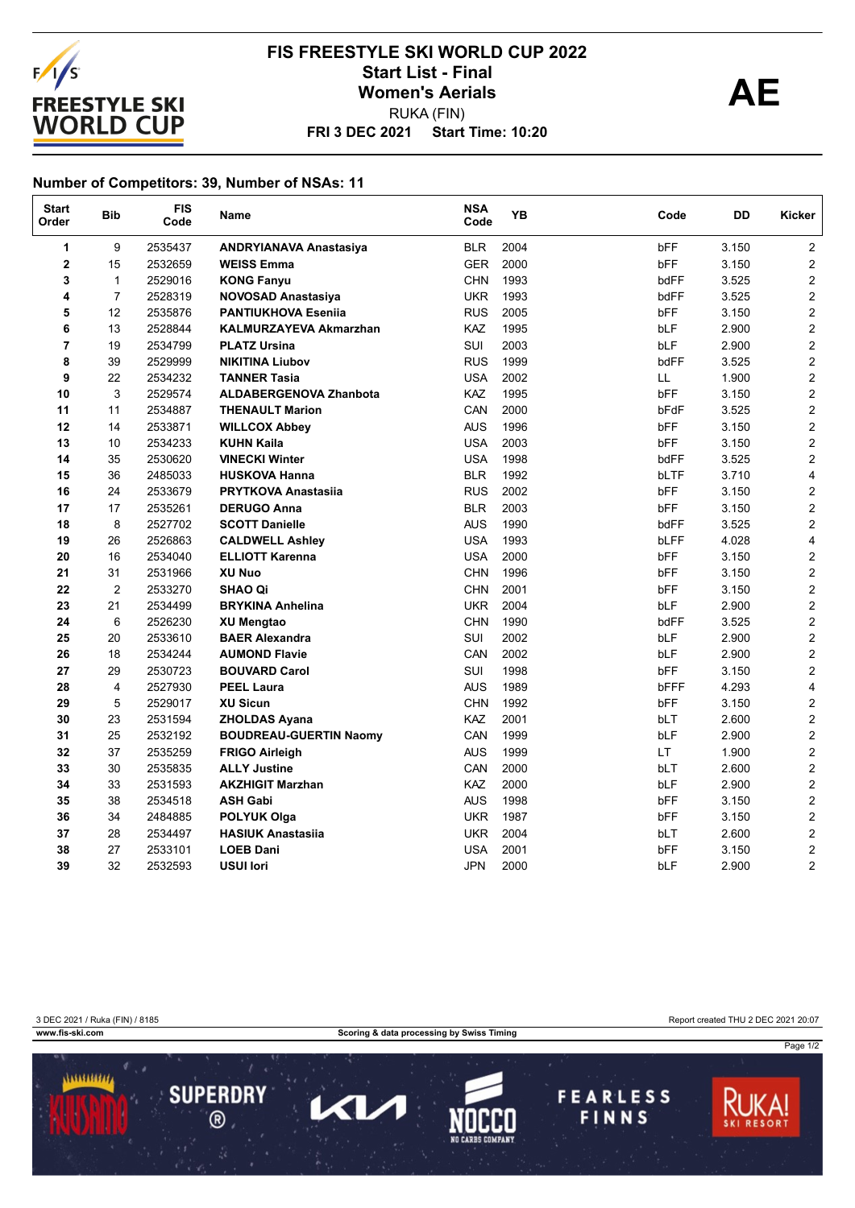# FIS FREESTYLE SKI WORLD CUP 2022

## Start List - Final

## Women's Aerials

RUKA (FIN)

**FRI 3 DEC 2021 Start Time: 10:20**

**AE**

### Number of Competitors: 39, Number of NSAs: 11

| Start Order | Bib | FIS Code | Name | NSA Code | YB | Code | DD | Kicker |
|---|---|---|---|---|---|---|---|---|
| 1 | 9 | 2535437 | **ANDRYIANAVA Anastasiya** | BLR | 2004 | bFF | 3.150 | 2 |
| 2 | 15 | 2532659 | **WEISS Emma** | GER | 2000 | bFF | 3.150 | 2 |
| 3 | 1 | 2529016 | **KONG Fanyu** | CHN | 1993 | bdFF | 3.525 | 2 |
| 4 | 7 | 2528319 | **NOVOSAD Anastasiya** | UKR | 1993 | bdFF | 3.525 | 2 |
| 5 | 12 | 2535876 | **PANTIUKHOVA Eseniia** | RUS | 2005 | bFF | 3.150 | 2 |
| 6 | 13 | 2528844 | **KALMURZAYEVA Akmarzhan** | KAZ | 1995 | bLF | 2.900 | 2 |
| 7 | 19 | 2534799 | **PLATZ Ursina** | SUI | 2003 | bLF | 2.900 | 2 |
| 8 | 39 | 2529999 | **NIKITINA Liubov** | RUS | 1999 | bdFF | 3.525 | 2 |
| 9 | 22 | 2534232 | **TANNER Tasia** | USA | 2002 | LL | 1.900 | 2 |
| 10 | 3 | 2529574 | **ALDABERGENOVA Zhanbota** | KAZ | 1995 | bFF | 3.150 | 2 |
| 11 | 11 | 2534887 | **THENAULT Marion** | CAN | 2000 | bFdF | 3.525 | 2 |
| 12 | 14 | 2533871 | **WILLCOX Abbey** | AUS | 1996 | bFF | 3.150 | 2 |
| 13 | 10 | 2534233 | **KUHN Kaila** | USA | 2003 | bFF | 3.150 | 2 |
| 14 | 35 | 2530620 | **VINECKI Winter** | USA | 1998 | bdFF | 3.525 | 2 |
| 15 | 36 | 2485033 | **HUSKOVA Hanna** | BLR | 1992 | bLTF | 3.710 | 4 |
| 16 | 24 | 2533679 | **PRYTKOVA Anastasiia** | RUS | 2002 | bFF | 3.150 | 2 |
| 17 | 17 | 2535261 | **DERUGO Anna** | BLR | 2003 | bFF | 3.150 | 2 |
| 18 | 8 | 2527702 | **SCOTT Danielle** | AUS | 1990 | bdFF | 3.525 | 2 |
| 19 | 26 | 2526863 | **CALDWELL Ashley** | USA | 1993 | bLFF | 4.028 | 4 |
| 20 | 16 | 2534040 | **ELLIOTT Karenna** | USA | 2000 | bFF | 3.150 | 2 |
| 21 | 31 | 2531966 | **XU Nuo** | CHN | 1996 | bFF | 3.150 | 2 |
| 22 | 2 | 2533270 | **SHAO Qi** | CHN | 2001 | bFF | 3.150 | 2 |
| 23 | 21 | 2534499 | **BRYKINA Anhelina** | UKR | 2004 | bLF | 2.900 | 2 |
| 24 | 6 | 2526230 | **XU Mengtao** | CHN | 1990 | bdFF | 3.525 | 2 |
| 25 | 20 | 2533610 | **BAER Alexandra** | SUI | 2002 | bLF | 2.900 | 2 |
| 26 | 18 | 2534244 | **AUMOND Flavie** | CAN | 2002 | bLF | 2.900 | 2 |
| 27 | 29 | 2530723 | **BOUVARD Carol** | SUI | 1998 | bFF | 3.150 | 2 |
| 28 | 4 | 2527930 | **PEEL Laura** | AUS | 1989 | bFFF | 4.293 | 4 |
| 29 | 5 | 2529017 | **XU Sicun** | CHN | 1992 | bFF | 3.150 | 2 |
| 30 | 23 | 2531594 | **ZHOLDAS Ayana** | KAZ | 2001 | bLT | 2.600 | 2 |
| 31 | 25 | 2532192 | **BOUDREAU-GUERTIN Naomy** | CAN | 1999 | bLF | 2.900 | 2 |
| 32 | 37 | 2535259 | **FRIGO Airleigh** | AUS | 1999 | LT | 1.900 | 2 |
| 33 | 30 | 2535835 | **ALLY Justine** | CAN | 2000 | bLT | 2.600 | 2 |
| 34 | 33 | 2531593 | **AKZHIGIT Marzhan** | KAZ | 2000 | bLF | 2.900 | 2 |
| 35 | 38 | 2534518 | **ASH Gabi** | AUS | 1998 | bFF | 3.150 | 2 |
| 36 | 34 | 2484885 | **POLYUK Olga** | UKR | 1987 | bFF | 3.150 | 2 |
| 37 | 28 | 2534497 | **HASIUK Anastasiia** | UKR | 2004 | bLT | 2.600 | 2 |
| 38 | 27 | 2533101 | **LOEB Dani** | USA | 2001 | bFF | 3.150 | 2 |
| 39 | 32 | 2532593 | **USUI Iori** | JPN | 2000 | bLF | 2.900 | 2 |

3 DEC 2021 / Ruka (FIN) / 8185

Report created THU 2 DEC 2021 20:07

www.fis-ski.com

Scoring & data processing by Swiss Timing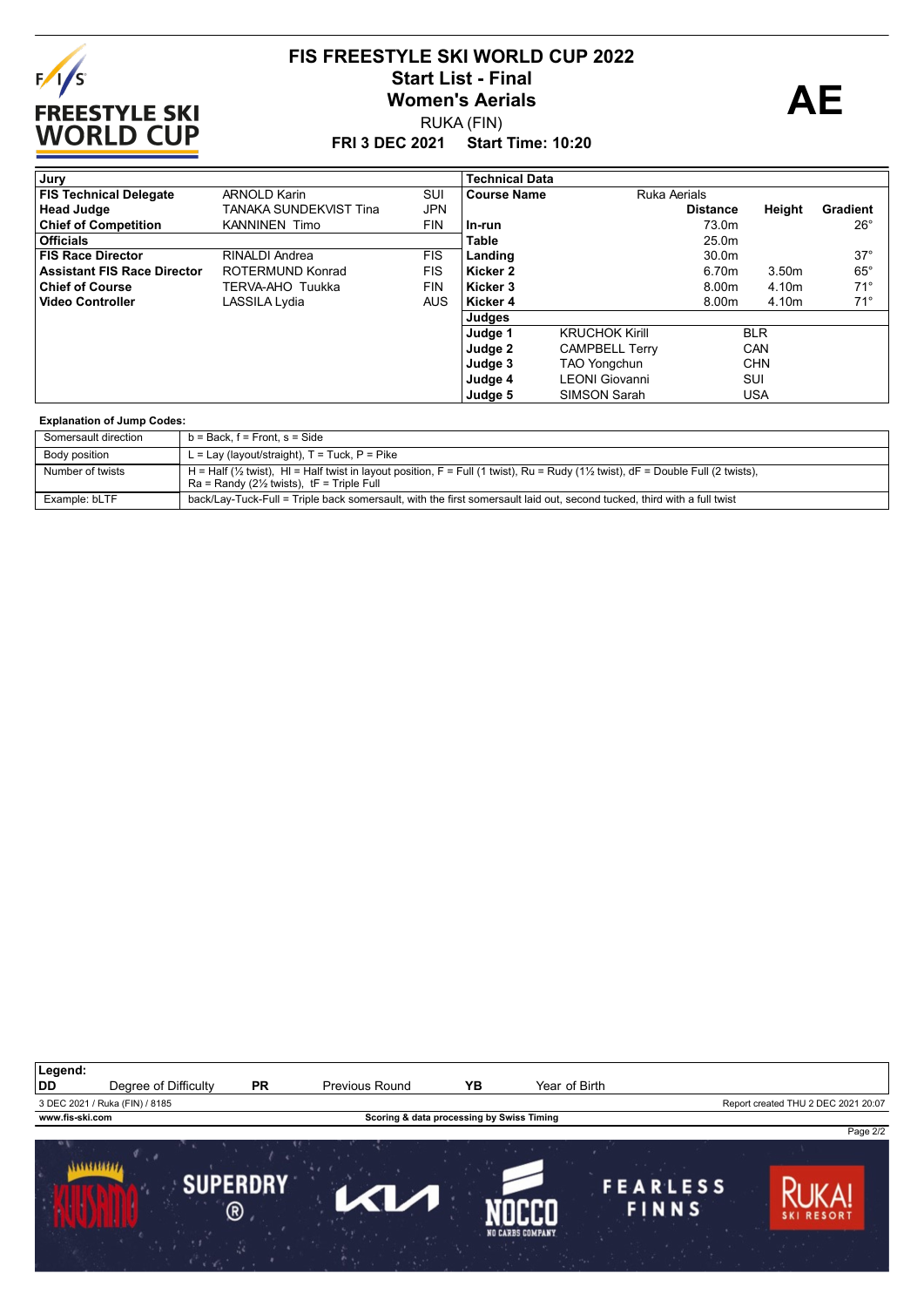# FIS FREESTYLE SKI WORLD CUP 2022

## Start List - Final

## Women's Aerials

RUKA (FIN)

**FRI 3 DEC 2021 Start Time: 10:20**

**AE**

| Jury | | |
|---|---|---|
| **FIS Technical Delegate** | ARNOLD Karin | SUI |
| **Head Judge** | TANAKA SUNDEKVIST Tina | JPN |
| **Chief of Competition** | KANNINEN Timo | FIN |
| **Officials** | | |
| **FIS Race Director** | RINALDI Andrea | FIS |
| **Assistant FIS Race Director** | ROTERMUND Konrad | FIS |
| **Chief of Course** | TERVA-AHO Tuukka | FIN |
| **Video Controller** | LASSILA Lydia | AUS |

| Technical Data | | | |
|---|---|---|---|
| **Course Name** | Ruka Aerials | | |
| | **Distance** | **Height** | **Gradient** |
| **In-run** | 73.0m | | 26° |
| **Table** | 25.0m | | |
| **Landing** | 30.0m | | 37° |
| **Kicker 2** | 6.70m | 3.50m | 65° |
| **Kicker 3** | 8.00m | 4.10m | 71° |
| **Kicker 4** | 8.00m | 4.10m | 71° |

| Judges | | |
|---|---|---|
| **Judge 1** | KRUCHOK Kirill | BLR |
| **Judge 2** | CAMPBELL Terry | CAN |
| **Judge 3** | TAO Yongchun | CHN |
| **Judge 4** | LEONI Giovanni | SUI |
| **Judge 5** | SIMSON Sarah | USA |

**Explanation of Jump Codes:**

| | |
|---|---|
| Somersault direction | b = Back, f = Front, s = Side |
| Body position | L = Lay (layout/straight), T = Tuck, P = Pike |
| Number of twists | H = Half (½ twist), Hl = Half twist in layout position, F = Full (1 twist), Ru = Rudy (1½ twist), dF = Double Full (2 twists), Ra = Randy (2½ twists), tF = Triple Full |
| Example: bLTF | back/Lay-Tuck-Full = Triple back somersault, with the first somersault laid out, second tucked, third with a full twist |

**Legend:**

| | | | | | |
|---|---|---|---|---|---|
| **DD** | Degree of Difficulty | **PR** | Previous Round | **YB** | Year of Birth |

3 DEC 2021 / Ruka (FIN) / 8185

Report created THU 2 DEC 2021 20:07

www.fis-ski.com

**Scoring & data processing by Swiss Timing**